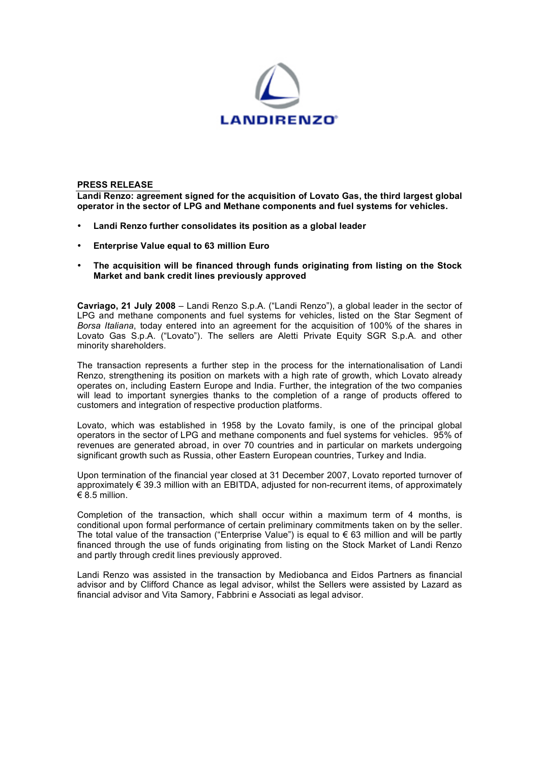**PRESS RELEASE**

**Landi Renzo: agreement signed for the acquisition of Lovato Gas, the third largest global operator in the sector of LPG and Methane components and fuel systems for vehicles.**

- **Landi Renzo further consolidates its position as a global leader**
- **Enterprise Value equal to 63 million Euro**
- **The acquisition will be financed through funds originating from listing on the Stock Market and bank credit lines previously approved**

**Cavriago, 21 July 2008** – Landi Renzo S.p.A. ("Landi Renzo"), a global leader in the sector of LPG and methane components and fuel systems for vehicles, listed on the Star Segment of *Borsa Italiana*, today entered into an agreement for the acquisition of 100% of the shares in Lovato Gas S.p.A. ("Lovato"). The sellers are Aletti Private Equity SGR S.p.A. and other minority shareholders.

The transaction represents a further step in the process for the internationalisation of Landi Renzo, strengthening its position on markets with a high rate of growth, which Lovato already operates on, including Eastern Europe and India. Further, the integration of the two companies will lead to important synergies thanks to the completion of a range of products offered to customers and integration of respective production platforms.

Lovato, which was established in 1958 by the Lovato family, is one of the principal global operators in the sector of LPG and methane components and fuel systems for vehicles. 95% of revenues are generated abroad, in over 70 countries and in particular on markets undergoing significant growth such as Russia, other Eastern European countries, Turkey and India.

Upon termination of the financial year closed at 31 December 2007, Lovato reported turnover of approximately € 39.3 million with an EBITDA, adjusted for non-recurrent items, of approximately € 8.5 million.

Completion of the transaction, which shall occur within a maximum term of 4 months, is conditional upon formal performance of certain preliminary commitments taken on by the seller. The total value of the transaction ("Enterprise Value") is equal to € 63 million and will be partly financed through the use of funds originating from listing on the Stock Market of Landi Renzo and partly through credit lines previously approved.

Landi Renzo was assisted in the transaction by Mediobanca and Eidos Partners as financial advisor and by Clifford Chance as legal advisor, whilst the Sellers were assisted by Lazard as financial advisor and Vita Samory, Fabbrini e Associati as legal advisor.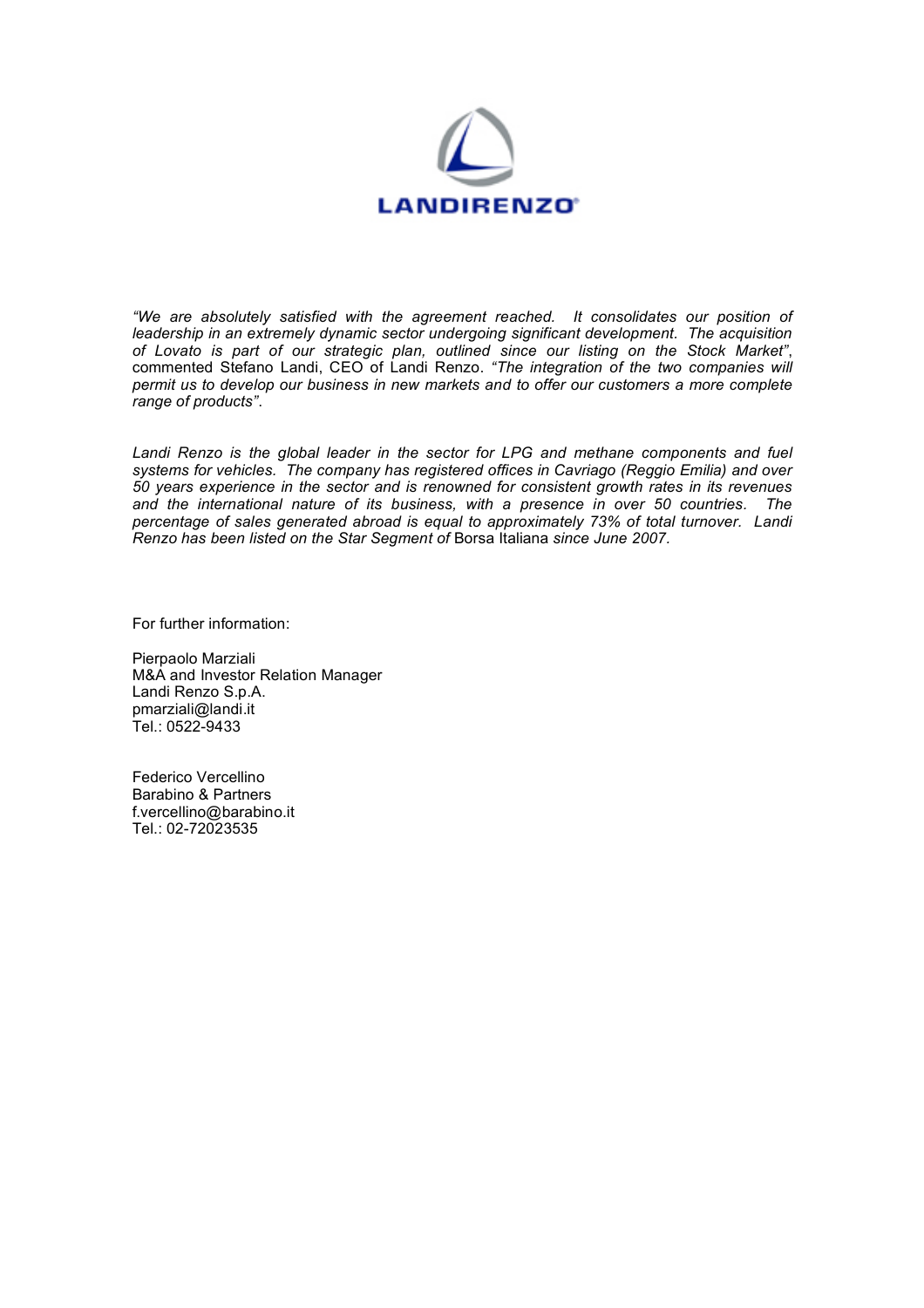LANDIRENZO

*"We are absolutely satisfied with the agreement reached. It consolidates our position of leadership in an extremely dynamic sector undergoing significant development. The acquisition of Lovato is part of our strategic plan, outlined since our listing on the Stock Market"*, commented Stefano Landi, CEO of Landi Renzo. *"The integration of the two companies will permit us to develop our business in new markets and to offer our customers a more complete range of products"*.

*Landi Renzo is the global leader in the sector for LPG and methane components and fuel systems for vehicles. The company has registered offices in Cavriago (Reggio Emilia) and over 50 years experience in the sector and is renowned for consistent growth rates in its revenues and the international nature of its business, with a presence in over 50 countries. The percentage of sales generated abroad is equal to approximately 73% of total turnover. Landi Renzo has been listed on the Star Segment of* Borsa Italiana *since June 2007.*

For further information:

Pierpaolo Marziali
M&A and Investor Relation Manager
Landi Renzo S.p.A.
pmarziali@landi.it
Tel.: 0522-9433

Federico Vercellino
Barabino & Partners
f.vercellino@barabino.it
Tel.: 02-72023535